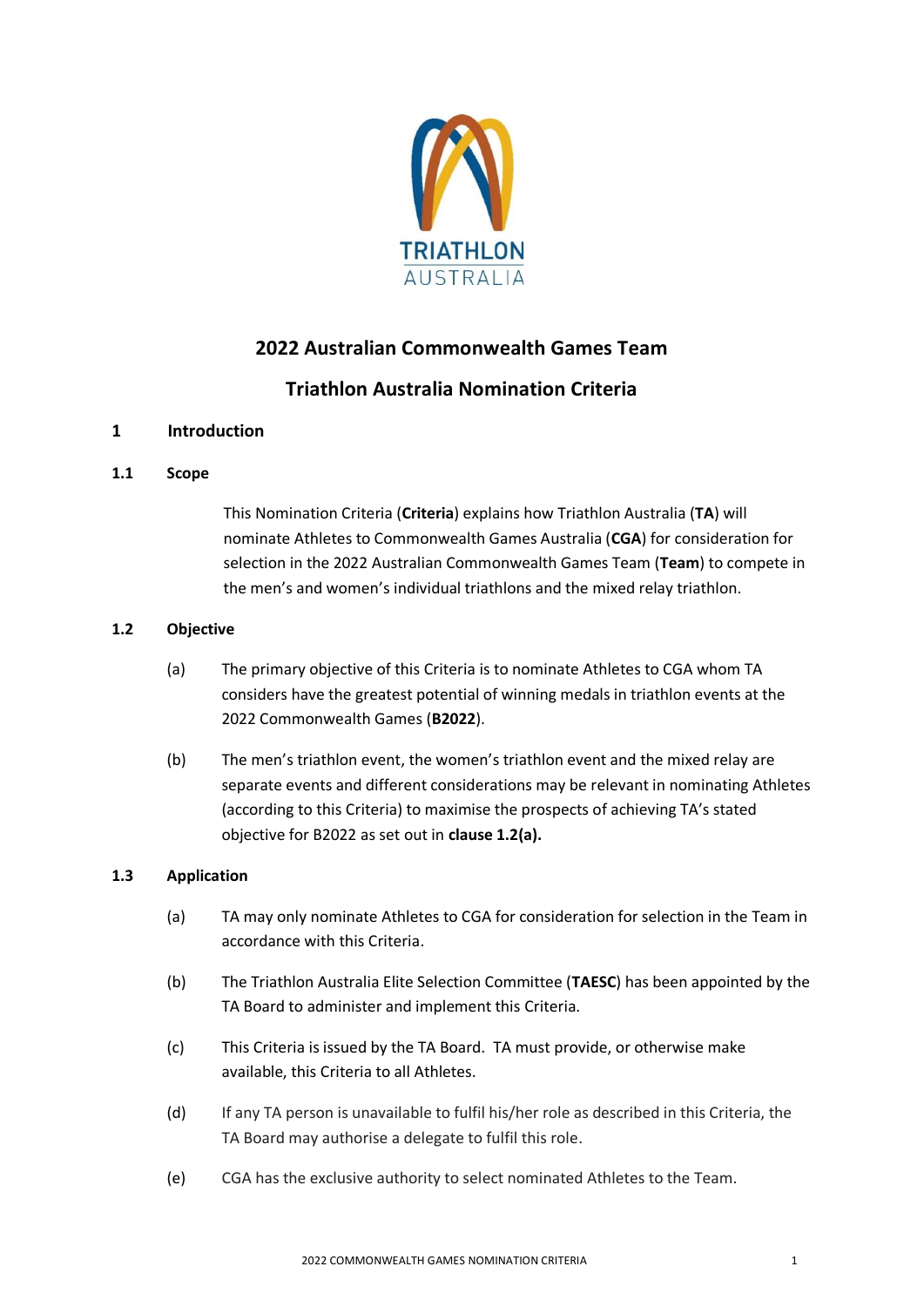# 2022 Australian Commonwealth Games Team

# Triathlon Australia Nomination Criteria

## 1 Introduction

### 1.1 Scope

This Nomination Criteria (**Criteria**) explains how Triathlon Australia (**TA**) will nominate Athletes to Commonwealth Games Australia (**CGA**) for consideration for selection in the 2022 Australian Commonwealth Games Team (**Team**) to compete in the men's and women's individual triathlons and the mixed relay triathlon.

### 1.2 Objective

(a) The primary objective of this Criteria is to nominate Athletes to CGA whom TA considers have the greatest potential of winning medals in triathlon events at the 2022 Commonwealth Games (**B2022**).

(b) The men's triathlon event, the women's triathlon event and the mixed relay are separate events and different considerations may be relevant in nominating Athletes (according to this Criteria) to maximise the prospects of achieving TA's stated objective for B2022 as set out in **clause 1.2(a).**

### 1.3 Application

(a) TA may only nominate Athletes to CGA for consideration for selection in the Team in accordance with this Criteria.

(b) The Triathlon Australia Elite Selection Committee (**TAESC**) has been appointed by the TA Board to administer and implement this Criteria.

(c) This Criteria is issued by the TA Board. TA must provide, or otherwise make available, this Criteria to all Athletes.

(d) If any TA person is unavailable to fulfil his/her role as described in this Criteria, the TA Board may authorise a delegate to fulfil this role.

(e) CGA has the exclusive authority to select nominated Athletes to the Team.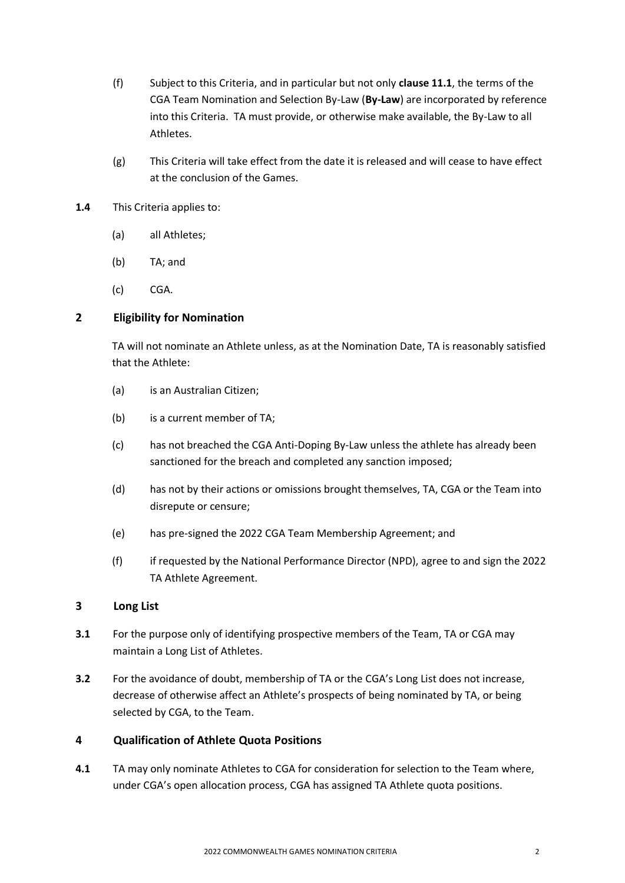(f) Subject to this Criteria, and in particular but not only **clause 11.1**, the terms of the CGA Team Nomination and Selection By-Law (**By-Law**) are incorporated by reference into this Criteria. TA must provide, or otherwise make available, the By-Law to all Athletes.

(g) This Criteria will take effect from the date it is released and will cease to have effect at the conclusion of the Games.

**1.4** This Criteria applies to:

(a) all Athletes;

(b) TA; and

(c) CGA.

## 2 Eligibility for Nomination

TA will not nominate an Athlete unless, as at the Nomination Date, TA is reasonably satisfied that the Athlete:

(a) is an Australian Citizen;

(b) is a current member of TA;

(c) has not breached the CGA Anti-Doping By-Law unless the athlete has already been sanctioned for the breach and completed any sanction imposed;

(d) has not by their actions or omissions brought themselves, TA, CGA or the Team into disrepute or censure;

(e) has pre-signed the 2022 CGA Team Membership Agreement; and

(f) if requested by the National Performance Director (NPD), agree to and sign the 2022 TA Athlete Agreement.

## 3 Long List

**3.1** For the purpose only of identifying prospective members of the Team, TA or CGA may maintain a Long List of Athletes.

**3.2** For the avoidance of doubt, membership of TA or the CGA's Long List does not increase, decrease of otherwise affect an Athlete's prospects of being nominated by TA, or being selected by CGA, to the Team.

## 4 Qualification of Athlete Quota Positions

**4.1** TA may only nominate Athletes to CGA for consideration for selection to the Team where, under CGA's open allocation process, CGA has assigned TA Athlete quota positions.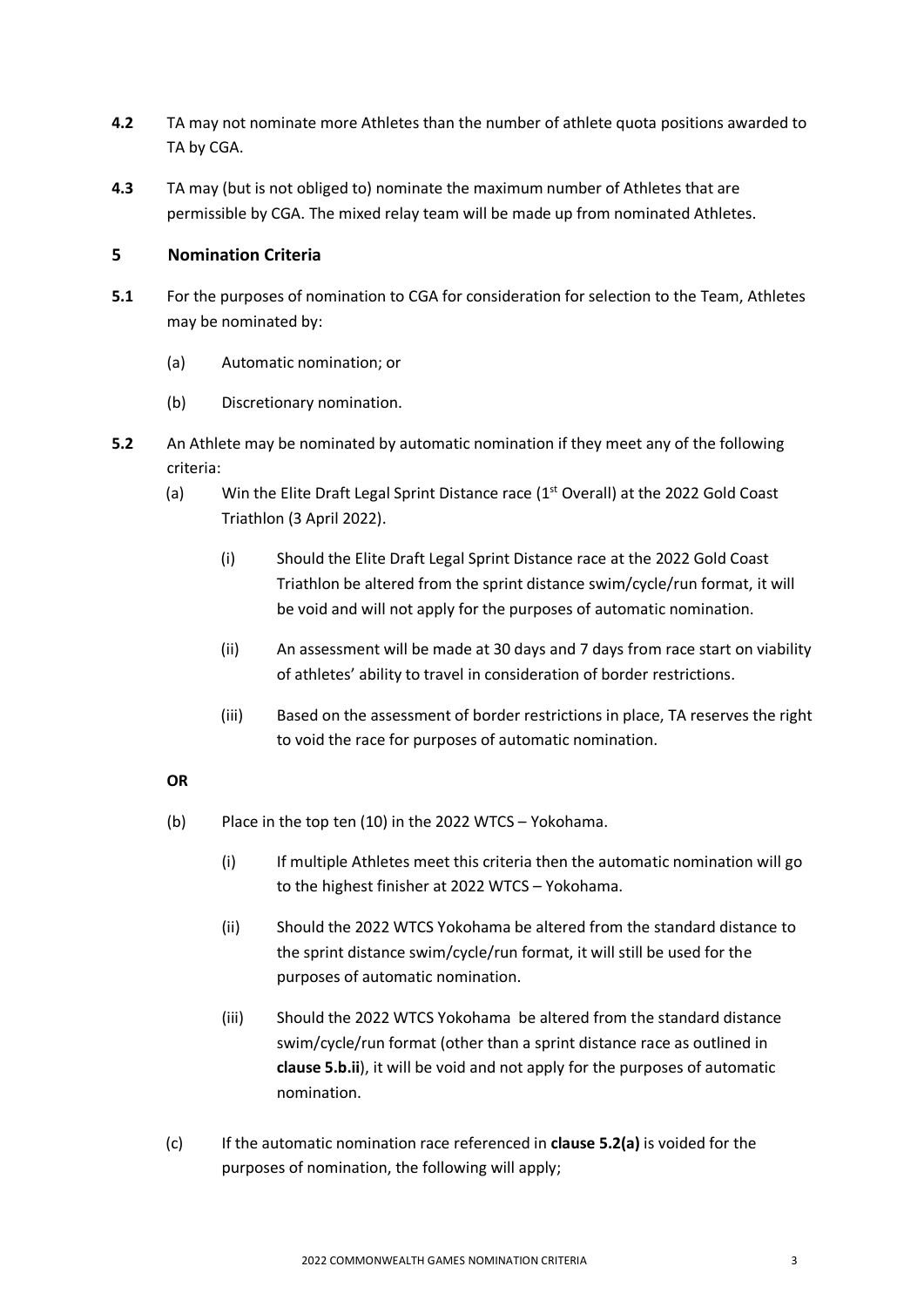**4.2** TA may not nominate more Athletes than the number of athlete quota positions awarded to TA by CGA.

**4.3** TA may (but is not obliged to) nominate the maximum number of Athletes that are permissible by CGA. The mixed relay team will be made up from nominated Athletes.

## 5 Nomination Criteria

**5.1** For the purposes of nomination to CGA for consideration for selection to the Team, Athletes may be nominated by:

(a) Automatic nomination; or

(b) Discretionary nomination.

**5.2** An Athlete may be nominated by automatic nomination if they meet any of the following criteria:

(a) Win the Elite Draft Legal Sprint Distance race (1st Overall) at the 2022 Gold Coast Triathlon (3 April 2022).

(i) Should the Elite Draft Legal Sprint Distance race at the 2022 Gold Coast Triathlon be altered from the sprint distance swim/cycle/run format, it will be void and will not apply for the purposes of automatic nomination.

(ii) An assessment will be made at 30 days and 7 days from race start on viability of athletes' ability to travel in consideration of border restrictions.

(iii) Based on the assessment of border restrictions in place, TA reserves the right to void the race for purposes of automatic nomination.

**OR**

(b) Place in the top ten (10) in the 2022 WTCS – Yokohama.

(i) If multiple Athletes meet this criteria then the automatic nomination will go to the highest finisher at 2022 WTCS – Yokohama.

(ii) Should the 2022 WTCS Yokohama be altered from the standard distance to the sprint distance swim/cycle/run format, it will still be used for the purposes of automatic nomination.

(iii) Should the 2022 WTCS Yokohama be altered from the standard distance swim/cycle/run format (other than a sprint distance race as outlined in **clause 5.b.ii**), it will be void and not apply for the purposes of automatic nomination.

(c) If the automatic nomination race referenced in **clause 5.2(a)** is voided for the purposes of nomination, the following will apply;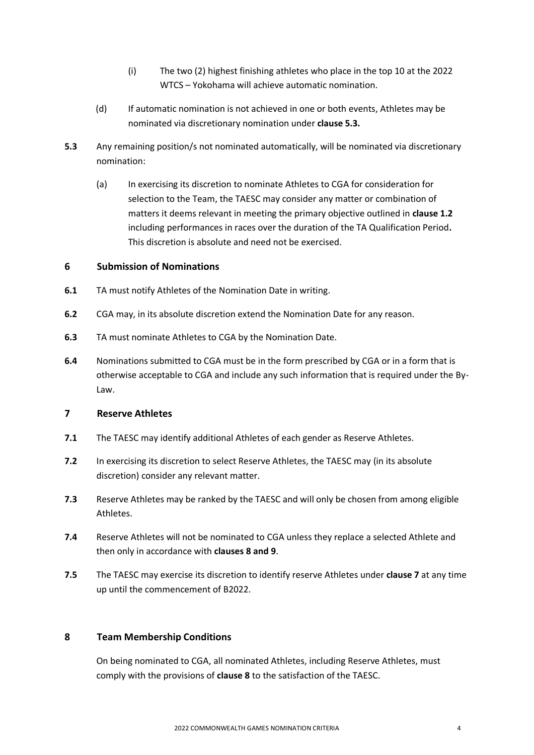(i) The two (2) highest finishing athletes who place in the top 10 at the 2022 WTCS – Yokohama will achieve automatic nomination.

(d) If automatic nomination is not achieved in one or both events, Athletes may be nominated via discretionary nomination under **clause 5.3.**

**5.3** Any remaining position/s not nominated automatically, will be nominated via discretionary nomination:

(a) In exercising its discretion to nominate Athletes to CGA for consideration for selection to the Team, the TAESC may consider any matter or combination of matters it deems relevant in meeting the primary objective outlined in **clause 1.2** including performances in races over the duration of the TA Qualification Period**.** This discretion is absolute and need not be exercised.

## 6 Submission of Nominations

**6.1** TA must notify Athletes of the Nomination Date in writing.

**6.2** CGA may, in its absolute discretion extend the Nomination Date for any reason.

**6.3** TA must nominate Athletes to CGA by the Nomination Date.

**6.4** Nominations submitted to CGA must be in the form prescribed by CGA or in a form that is otherwise acceptable to CGA and include any such information that is required under the By-Law.

## 7 Reserve Athletes

**7.1** The TAESC may identify additional Athletes of each gender as Reserve Athletes.

**7.2** In exercising its discretion to select Reserve Athletes, the TAESC may (in its absolute discretion) consider any relevant matter.

**7.3** Reserve Athletes may be ranked by the TAESC and will only be chosen from among eligible Athletes.

**7.4** Reserve Athletes will not be nominated to CGA unless they replace a selected Athlete and then only in accordance with **clauses 8 and 9**.

**7.5** The TAESC may exercise its discretion to identify reserve Athletes under **clause 7** at any time up until the commencement of B2022.

## 8 Team Membership Conditions

On being nominated to CGA, all nominated Athletes, including Reserve Athletes, must comply with the provisions of **clause 8** to the satisfaction of the TAESC.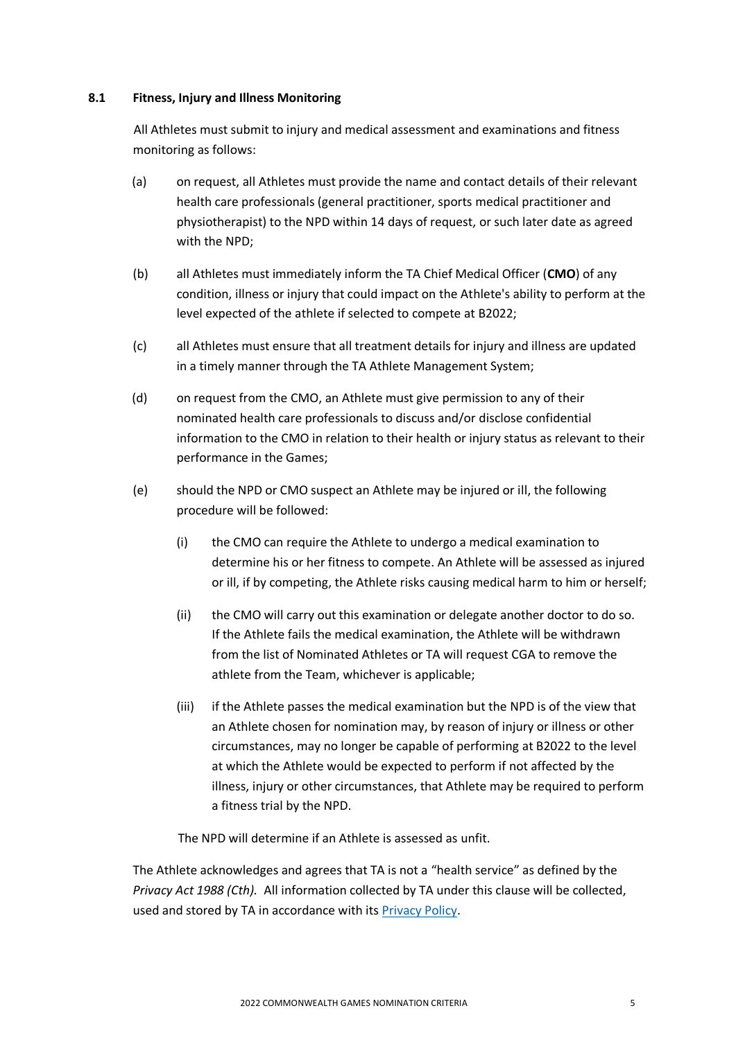### 8.1 Fitness, Injury and Illness Monitoring

All Athletes must submit to injury and medical assessment and examinations and fitness monitoring as follows:

(a) on request, all Athletes must provide the name and contact details of their relevant health care professionals (general practitioner, sports medical practitioner and physiotherapist) to the NPD within 14 days of request, or such later date as agreed with the NPD;

(b) all Athletes must immediately inform the TA Chief Medical Officer (**CMO**) of any condition, illness or injury that could impact on the Athlete's ability to perform at the level expected of the athlete if selected to compete at B2022;

(c) all Athletes must ensure that all treatment details for injury and illness are updated in a timely manner through the TA Athlete Management System;

(d) on request from the CMO, an Athlete must give permission to any of their nominated health care professionals to discuss and/or disclose confidential information to the CMO in relation to their health or injury status as relevant to their performance in the Games;

(e) should the NPD or CMO suspect an Athlete may be injured or ill, the following procedure will be followed:

(i) the CMO can require the Athlete to undergo a medical examination to determine his or her fitness to compete. An Athlete will be assessed as injured or ill, if by competing, the Athlete risks causing medical harm to him or herself;

(ii) the CMO will carry out this examination or delegate another doctor to do so. If the Athlete fails the medical examination, the Athlete will be withdrawn from the list of Nominated Athletes or TA will request CGA to remove the athlete from the Team, whichever is applicable;

(iii) if the Athlete passes the medical examination but the NPD is of the view that an Athlete chosen for nomination may, by reason of injury or illness or other circumstances, may no longer be capable of performing at B2022 to the level at which the Athlete would be expected to perform if not affected by the illness, injury or other circumstances, that Athlete may be required to perform a fitness trial by the NPD.

The NPD will determine if an Athlete is assessed as unfit.

The Athlete acknowledges and agrees that TA is not a "health service" as defined by the *Privacy Act 1988 (Cth).* All information collected by TA under this clause will be collected, used and stored by TA in accordance with its Privacy Policy.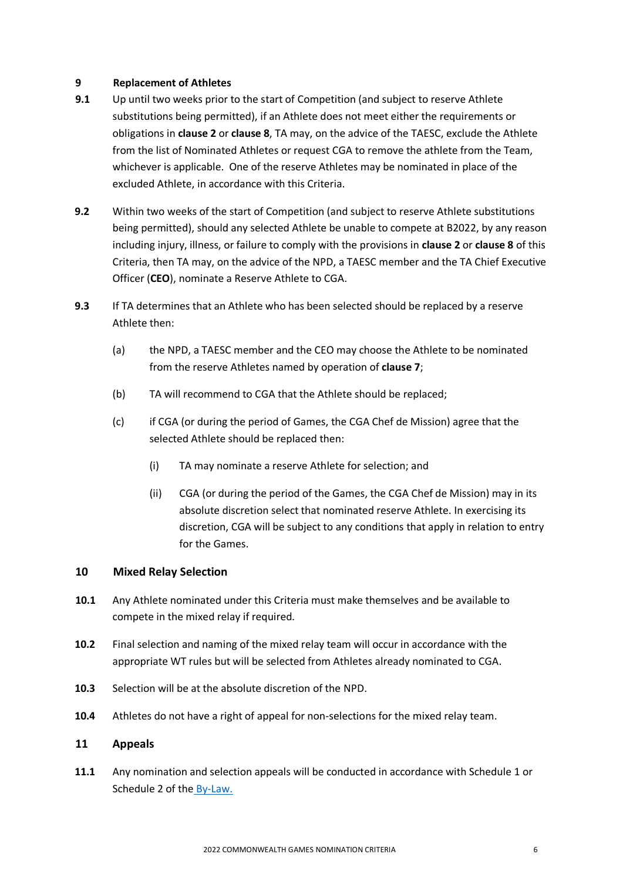## 9 Replacement of Athletes

**9.1** Up until two weeks prior to the start of Competition (and subject to reserve Athlete substitutions being permitted), if an Athlete does not meet either the requirements or obligations in **clause 2** or **clause 8**, TA may, on the advice of the TAESC, exclude the Athlete from the list of Nominated Athletes or request CGA to remove the athlete from the Team, whichever is applicable. One of the reserve Athletes may be nominated in place of the excluded Athlete, in accordance with this Criteria.

**9.2** Within two weeks of the start of Competition (and subject to reserve Athlete substitutions being permitted), should any selected Athlete be unable to compete at B2022, by any reason including injury, illness, or failure to comply with the provisions in **clause 2** or **clause 8** of this Criteria, then TA may, on the advice of the NPD, a TAESC member and the TA Chief Executive Officer (**CEO**), nominate a Reserve Athlete to CGA.

**9.3** If TA determines that an Athlete who has been selected should be replaced by a reserve Athlete then:

(a) the NPD, a TAESC member and the CEO may choose the Athlete to be nominated from the reserve Athletes named by operation of **clause 7**;

(b) TA will recommend to CGA that the Athlete should be replaced;

(c) if CGA (or during the period of Games, the CGA Chef de Mission) agree that the selected Athlete should be replaced then:

(i) TA may nominate a reserve Athlete for selection; and

(ii) CGA (or during the period of the Games, the CGA Chef de Mission) may in its absolute discretion select that nominated reserve Athlete. In exercising its discretion, CGA will be subject to any conditions that apply in relation to entry for the Games.

## 10 Mixed Relay Selection

**10.1** Any Athlete nominated under this Criteria must make themselves and be available to compete in the mixed relay if required.

**10.2** Final selection and naming of the mixed relay team will occur in accordance with the appropriate WT rules but will be selected from Athletes already nominated to CGA.

**10.3** Selection will be at the absolute discretion of the NPD.

**10.4** Athletes do not have a right of appeal for non-selections for the mixed relay team.

## 11 Appeals

**11.1** Any nomination and selection appeals will be conducted in accordance with Schedule 1 or Schedule 2 of the By-Law.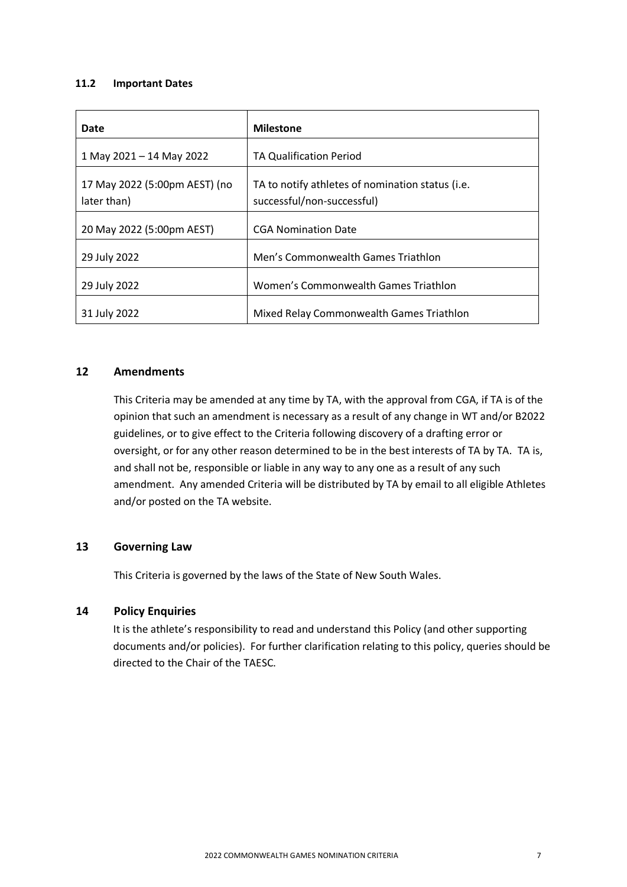### 11.2 Important Dates

| Date | Milestone |
|---|---|
| 1 May 2021 – 14 May 2022 | TA Qualification Period |
| 17 May 2022 (5:00pm AEST) (no later than) | TA to notify athletes of nomination status (i.e. successful/non-successful) |
| 20 May 2022 (5:00pm AEST) | CGA Nomination Date |
| 29 July 2022 | Men's Commonwealth Games Triathlon |
| 29 July 2022 | Women's Commonwealth Games Triathlon |
| 31 July 2022 | Mixed Relay Commonwealth Games Triathlon |

## 12 Amendments

This Criteria may be amended at any time by TA, with the approval from CGA, if TA is of the opinion that such an amendment is necessary as a result of any change in WT and/or B2022 guidelines, or to give effect to the Criteria following discovery of a drafting error or oversight, or for any other reason determined to be in the best interests of TA by TA. TA is, and shall not be, responsible or liable in any way to any one as a result of any such amendment. Any amended Criteria will be distributed by TA by email to all eligible Athletes and/or posted on the TA website.

## 13 Governing Law

This Criteria is governed by the laws of the State of New South Wales.

## 14 Policy Enquiries

It is the athlete's responsibility to read and understand this Policy (and other supporting documents and/or policies). For further clarification relating to this policy, queries should be directed to the Chair of the TAESC.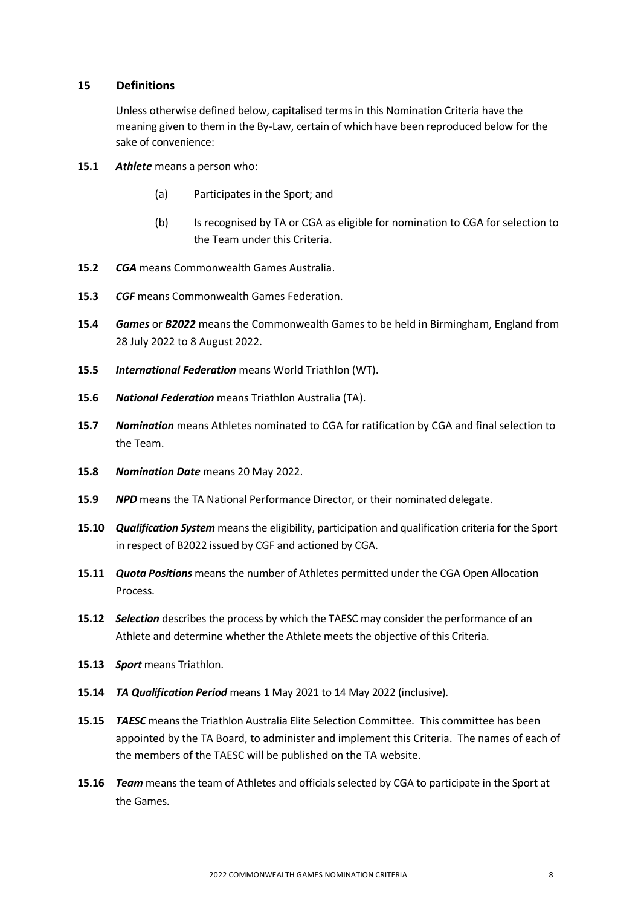## 15 Definitions

Unless otherwise defined below, capitalised terms in this Nomination Criteria have the meaning given to them in the By-Law, certain of which have been reproduced below for the sake of convenience:

**15.1** ***Athlete*** means a person who:

(a) Participates in the Sport; and

(b) Is recognised by TA or CGA as eligible for nomination to CGA for selection to the Team under this Criteria.

**15.2** ***CGA*** means Commonwealth Games Australia.

**15.3** ***CGF*** means Commonwealth Games Federation.

**15.4** ***Games*** or ***B2022*** means the Commonwealth Games to be held in Birmingham, England from 28 July 2022 to 8 August 2022.

**15.5** ***International Federation*** means World Triathlon (WT).

**15.6** ***National Federation*** means Triathlon Australia (TA).

**15.7** ***Nomination*** means Athletes nominated to CGA for ratification by CGA and final selection to the Team.

**15.8** ***Nomination Date*** means 20 May 2022.

**15.9** ***NPD*** means the TA National Performance Director, or their nominated delegate.

**15.10** ***Qualification System*** means the eligibility, participation and qualification criteria for the Sport in respect of B2022 issued by CGF and actioned by CGA.

**15.11** ***Quota Positions*** means the number of Athletes permitted under the CGA Open Allocation Process.

**15.12** ***Selection*** describes the process by which the TAESC may consider the performance of an Athlete and determine whether the Athlete meets the objective of this Criteria.

**15.13** ***Sport*** means Triathlon.

**15.14** ***TA Qualification Period*** means 1 May 2021 to 14 May 2022 (inclusive).

**15.15** ***TAESC*** means the Triathlon Australia Elite Selection Committee. This committee has been appointed by the TA Board, to administer and implement this Criteria. The names of each of the members of the TAESC will be published on the TA website.

**15.16** ***Team*** means the team of Athletes and officials selected by CGA to participate in the Sport at the Games.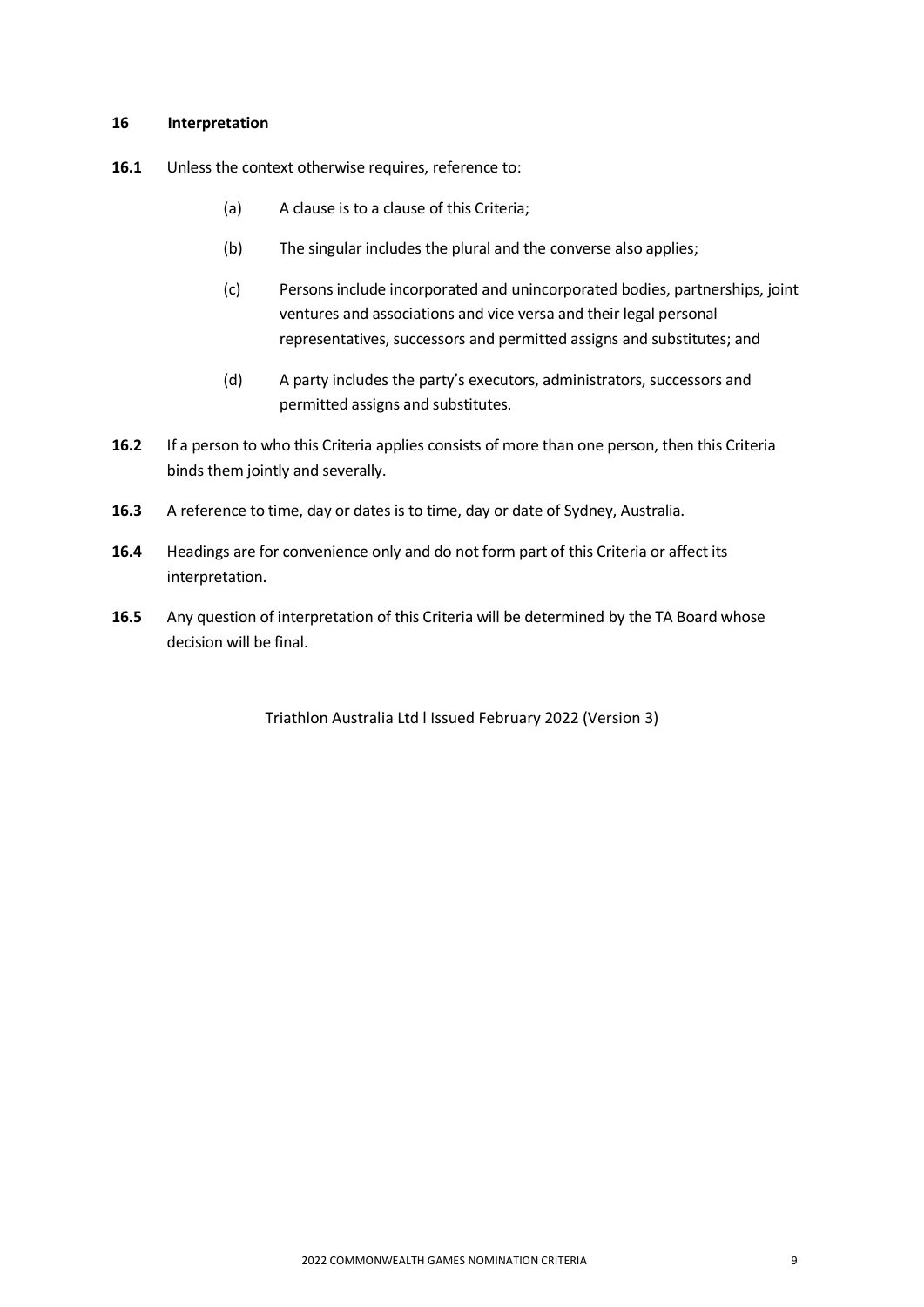## 16 Interpretation

**16.1** Unless the context otherwise requires, reference to:

(a) A clause is to a clause of this Criteria;

(b) The singular includes the plural and the converse also applies;

(c) Persons include incorporated and unincorporated bodies, partnerships, joint ventures and associations and vice versa and their legal personal representatives, successors and permitted assigns and substitutes; and

(d) A party includes the party's executors, administrators, successors and permitted assigns and substitutes.

**16.2** If a person to who this Criteria applies consists of more than one person, then this Criteria binds them jointly and severally.

**16.3** A reference to time, day or dates is to time, day or date of Sydney, Australia.

**16.4** Headings are for convenience only and do not form part of this Criteria or affect its interpretation.

**16.5** Any question of interpretation of this Criteria will be determined by the TA Board whose decision will be final.

Triathlon Australia Ltd l Issued February 2022 (Version 3)